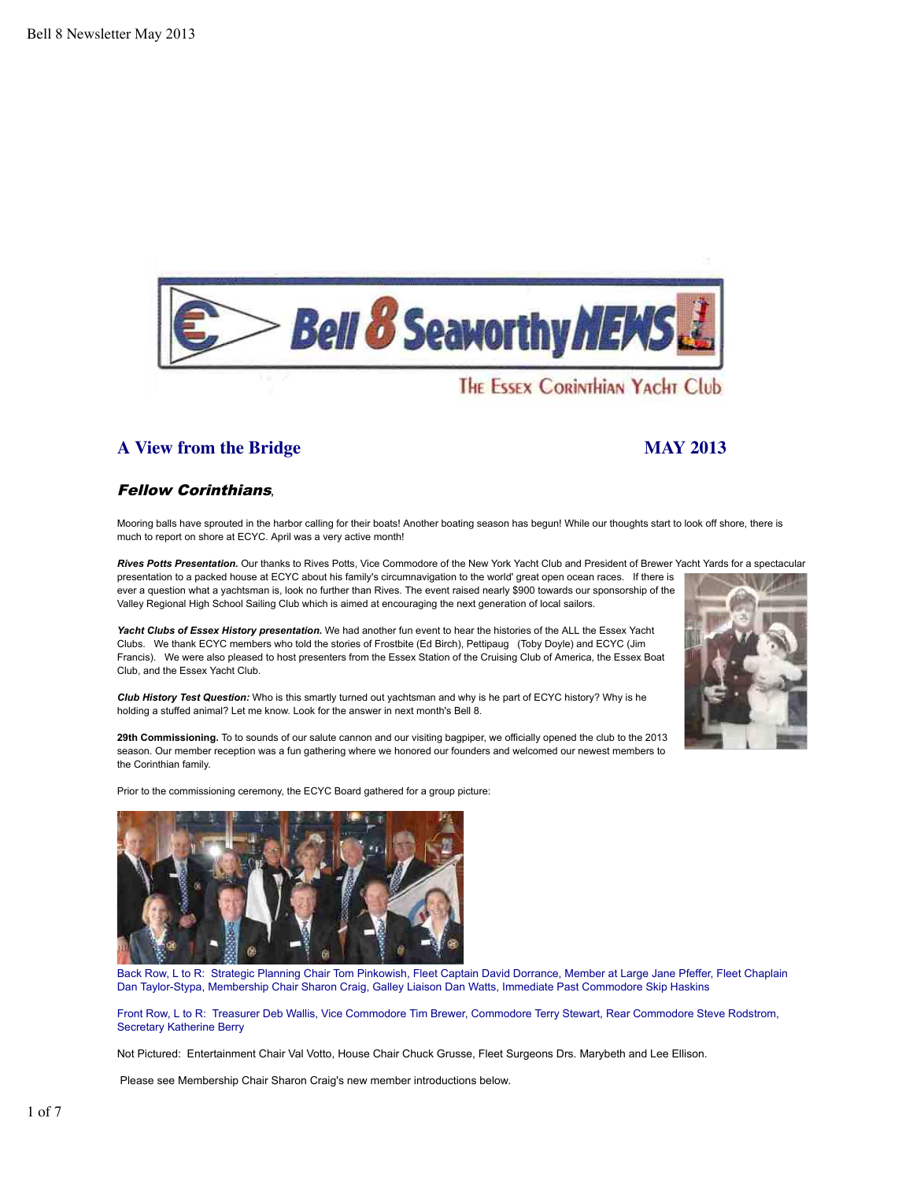Bell 8 Seaworthy NEWS

The Essex Corinthian Yacht Club

## A View from the Bridge

**MAY 2013**

***Fellow Corinthians***,

Mooring balls have sprouted in the harbor calling for their boats! Another boating season has begun! While our thoughts start to look off shore, there is much to report on shore at ECYC. April was a very active month!

***Rives Potts Presentation.*** Our thanks to Rives Potts, Vice Commodore of the New York Yacht Club and President of Brewer Yacht Yards for a spectacular presentation to a packed house at ECYC about his family's circumnavigation to the world' great open ocean races. If there is ever a question what a yachtsman is, look no further than Rives. The event raised nearly $900 towards our sponsorship of the Valley Regional High School Sailing Club which is aimed at encouraging the next generation of local sailors.

***Yacht Clubs of Essex History presentation.*** We had another fun event to hear the histories of the ALL the Essex Yacht Clubs. We thank ECYC members who told the stories of Frostbite (Ed Birch), Pettipaug (Toby Doyle) and ECYC (Jim Francis). We were also pleased to host presenters from the Essex Station of the Cruising Club of America, the Essex Boat Club, and the Essex Yacht Club.

***Club History Test Question:*** Who is this smartly turned out yachtsman and why is he part of ECYC history? Why is he holding a stuffed animal? Let me know. Look for the answer in next month's Bell 8.

**29th Commissioning.** To to sounds of our salute cannon and our visiting bagpiper, we officially opened the club to the 2013 season. Our member reception was a fun gathering where we honored our founders and welcomed our newest members to the Corinthian family.

Prior to the commissioning ceremony, the ECYC Board gathered for a group picture:

Back Row, L to R: Strategic Planning Chair Tom Pinkowish, Fleet Captain David Dorrance, Member at Large Jane Pfeffer, Fleet Chaplain Dan Taylor-Stypa, Membership Chair Sharon Craig, Galley Liaison Dan Watts, Immediate Past Commodore Skip Haskins

Front Row, L to R: Treasurer Deb Wallis, Vice Commodore Tim Brewer, Commodore Terry Stewart, Rear Commodore Steve Rodstrom, Secretary Katherine Berry

Not Pictured: Entertainment Chair Val Votto, House Chair Chuck Grusse, Fleet Surgeons Drs. Marybeth and Lee Ellison.

Please see Membership Chair Sharon Craig's new member introductions below.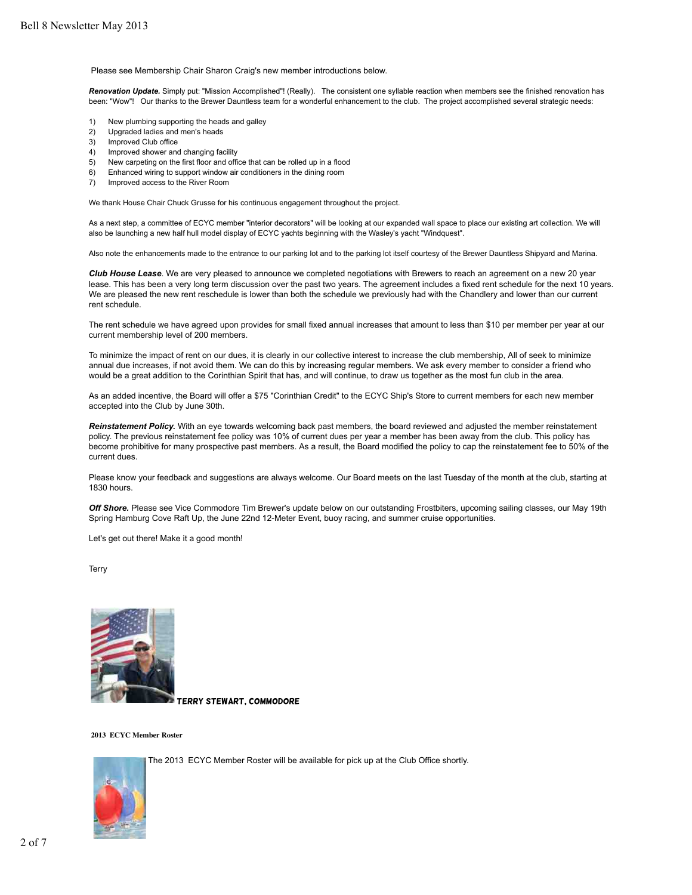Please see Membership Chair Sharon Craig's new member introductions below.

***Renovation Update.*** Simply put: "Mission Accomplished"! (Really). The consistent one syllable reaction when members see the finished renovation has been: "Wow"! Our thanks to the Brewer Dauntless team for a wonderful enhancement to the club. The project accomplished several strategic needs:

1) New plumbing supporting the heads and galley
2) Upgraded ladies and men's heads
3) Improved Club office
4) Improved shower and changing facility
5) New carpeting on the first floor and office that can be rolled up in a flood
6) Enhanced wiring to support window air conditioners in the dining room
7) Improved access to the River Room

We thank House Chair Chuck Grusse for his continuous engagement throughout the project.

As a next step, a committee of ECYC member "interior decorators" will be looking at our expanded wall space to place our existing art collection. We will also be launching a new half hull model display of ECYC yachts beginning with the Wasley's yacht "Windquest".

Also note the enhancements made to the entrance to our parking lot and to the parking lot itself courtesy of the Brewer Dauntless Shipyard and Marina.

***Club House Lease***. We are very pleased to announce we completed negotiations with Brewers to reach an agreement on a new 20 year lease. This has been a very long term discussion over the past two years. The agreement includes a fixed rent schedule for the next 10 years. We are pleased the new rent reschedule is lower than both the schedule we previously had with the Chandlery and lower than our current rent schedule.

The rent schedule we have agreed upon provides for small fixed annual increases that amount to less than $10 per member per year at our current membership level of 200 members.

To minimize the impact of rent on our dues, it is clearly in our collective interest to increase the club membership, All of seek to minimize annual due increases, if not avoid them. We can do this by increasing regular members. We ask every member to consider a friend who would be a great addition to the Corinthian Spirit that has, and will continue, to draw us together as the most fun club in the area.

As an added incentive, the Board will offer a $75 "Corinthian Credit" to the ECYC Ship's Store to current members for each new member accepted into the Club by June 30th.

***Reinstatement Policy.*** With an eye towards welcoming back past members, the board reviewed and adjusted the member reinstatement policy. The previous reinstatement fee policy was 10% of current dues per year a member has been away from the club. This policy has become prohibitive for many prospective past members. As a result, the Board modified the policy to cap the reinstatement fee to 50% of the current dues.

Please know your feedback and suggestions are always welcome. Our Board meets on the last Tuesday of the month at the club, starting at 1830 hours.

***Off Shore.*** Please see Vice Commodore Tim Brewer's update below on our outstanding Frostbiters, upcoming sailing classes, our May 19th Spring Hamburg Cove Raft Up, the June 22nd 12-Meter Event, buoy racing, and summer cruise opportunities.

Let's get out there! Make it a good month!

Terry

**TERRY STEWART, COMMODORE**

**2013 ECYC Member Roster**

The 2013 ECYC Member Roster will be available for pick up at the Club Office shortly.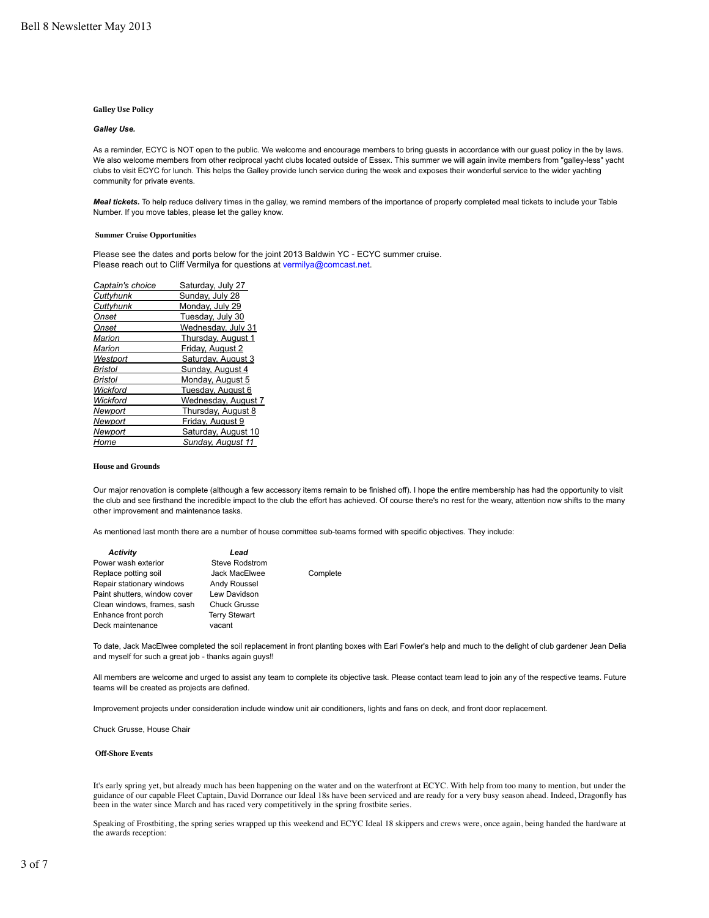## Galley Use Policy

***Galley Use.***

As a reminder, ECYC is NOT open to the public. We welcome and encourage members to bring guests in accordance with our guest policy in the by laws. We also welcome members from other reciprocal yacht clubs located outside of Essex. This summer we will again invite members from "galley-less" yacht clubs to visit ECYC for lunch. This helps the Galley provide lunch service during the week and exposes their wonderful service to the wider yachting community for private events.

***Meal tickets.*** To help reduce delivery times in the galley, we remind members of the importance of properly completed meal tickets to include your Table Number. If you move tables, please let the galley know.

## Summer Cruise Opportunities

Please see the dates and ports below for the joint 2013 Baldwin YC - ECYC summer cruise.
Please reach out to Cliff Vermilya for questions at vermilya@comcast.net.

| | |
|---|---|
| *Captain's choice* | Saturday, July 27 |
| *Cuttyhunk* | Sunday, July 28 |
| *Cuttyhunk* | Monday, July 29 |
| *Onset* | Tuesday, July 30 |
| *Onset* | Wednesday, July 31 |
| *Marion* | Thursday, August 1 |
| *Marion* | Friday, August 2 |
| *Westport* | Saturday, August 3 |
| *Bristol* | Sunday, August 4 |
| *Bristol* | Monday, August 5 |
| *Wickford* | Tuesday, August 6 |
| *Wickford* | Wednesday, August 7 |
| *Newport* | Thursday, August 8 |
| *Newport* | Friday, August 9 |
| *Newport* | Saturday, August 10 |
| *Home* | *Sunday, August 11* |

## House and Grounds

Our major renovation is complete (although a few accessory items remain to be finished off). I hope the entire membership has had the opportunity to visit the club and see firsthand the incredible impact to the club the effort has achieved. Of course there's no rest for the weary, attention now shifts to the many other improvement and maintenance tasks.

As mentioned last month there are a number of house committee sub-teams formed with specific objectives. They include:

| ***Activity*** | ***Lead*** | |
|---|---|---|
| Power wash exterior | Steve Rodstrom | |
| Replace potting soil | Jack MacElwee | Complete |
| Repair stationary windows | Andy Roussel | |
| Paint shutters, window cover | Lew Davidson | |
| Clean windows, frames, sash | Chuck Grusse | |
| Enhance front porch | Terry Stewart | |
| Deck maintenance | vacant | |

To date, Jack MacElwee completed the soil replacement in front planting boxes with Earl Fowler's help and much to the delight of club gardener Jean Delia and myself for such a great job - thanks again guys!!

All members are welcome and urged to assist any team to complete its objective task. Please contact team lead to join any of the respective teams. Future teams will be created as projects are defined.

Improvement projects under consideration include window unit air conditioners, lights and fans on deck, and front door replacement.

Chuck Grusse, House Chair

## Off-Shore Events

It's early spring yet, but already much has been happening on the water and on the waterfront at ECYC. With help from too many to mention, but under the guidance of our capable Fleet Captain, David Dorrance our Ideal 18s have been serviced and are ready for a very busy season ahead. Indeed, Dragonfly has been in the water since March and has raced very competitively in the spring frostbite series.

Speaking of Frostbiting, the spring series wrapped up this weekend and ECYC Ideal 18 skippers and crews were, once again, being handed the hardware at the awards reception: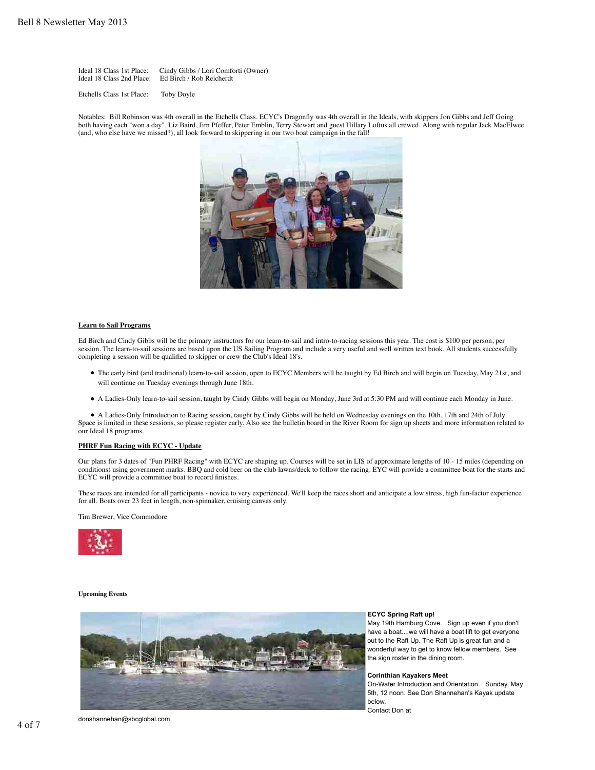Ideal 18 Class 1st Place: Cindy Gibbs / Lori Comforti (Owner)
Ideal 18 Class 2nd Place: Ed Birch / Rob Reicherdt

Etchells Class 1st Place: Toby Doyle

Notables: Bill Robinson was 4th overall in the Etchells Class. ECYC's Dragonfly was 4th overall in the Ideals, with skippers Jon Gibbs and Jeff Going both having each "won a day". Liz Baird, Jim Pfeffer, Peter Emblin, Terry Stewart and guest Hillary Loftus all crewed. Along with regular Jack MacElwee (and, who else have we missed?), all look forward to skippering in our two boat campaign in the fall!

**Learn to Sail Programs**

Ed Birch and Cindy Gibbs will be the primary instructors for our learn-to-sail and intro-to-racing sessions this year. The cost is $100 per person, per session. The learn-to-sail sessions are based upon the US Sailing Program and include a very useful and well written text book. All students successfully completing a session will be qualified to skipper or crew the Club's Ideal 18's.

- The early bird (and traditional) learn-to-sail session, open to ECYC Members will be taught by Ed Birch and will begin on Tuesday, May 21st, and will continue on Tuesday evenings through June 18th.
- A Ladies-Only learn-to-sail session, taught by Cindy Gibbs will begin on Monday, June 3rd at 5:30 PM and will continue each Monday in June.
- A Ladies-Only Introduction to Racing session, taught by Cindy Gibbs will be held on Wednesday evenings on the 10th, 17th and 24th of July.

Space is limited in these sessions, so please register early. Also see the bulletin board in the River Room for sign up sheets and more information related to our Ideal 18 programs.

**PHRF Fun Racing with ECYC - Update**

Our plans for 3 dates of "Fun PHRF Racing" with ECYC are shaping up. Courses will be set in LIS of approximate lengths of 10 - 15 miles (depending on conditions) using government marks. BBQ and cold beer on the club lawns/deck to follow the racing. EYC will provide a committee boat for the starts and ECYC will provide a committee boat to record finishes.

These races are intended for all participants - novice to very experienced. We'll keep the races short and anticipate a low stress, high fun-factor experience for all. Boats over 23 feet in length, non-spinnaker, cruising canvas only.

Tim Brewer, Vice Commodore

**Upcoming Events**

**ECYC Spring Raft up!**
May 19th Hamburg Cove. Sign up even if you don't have a boat....we will have a boat lift to get everyone out to the Raft Up. The Raft Up is great fun and a wonderful way to get to know fellow members. See the sign roster in the dining room.

**Corinthian Kayakers Meet**
On-Water Introduction and Orientation. Sunday, May 5th, 12 noon. See Don Shannehan's Kayak update below.
Contact Don at donshannehan@sbcglobal.com.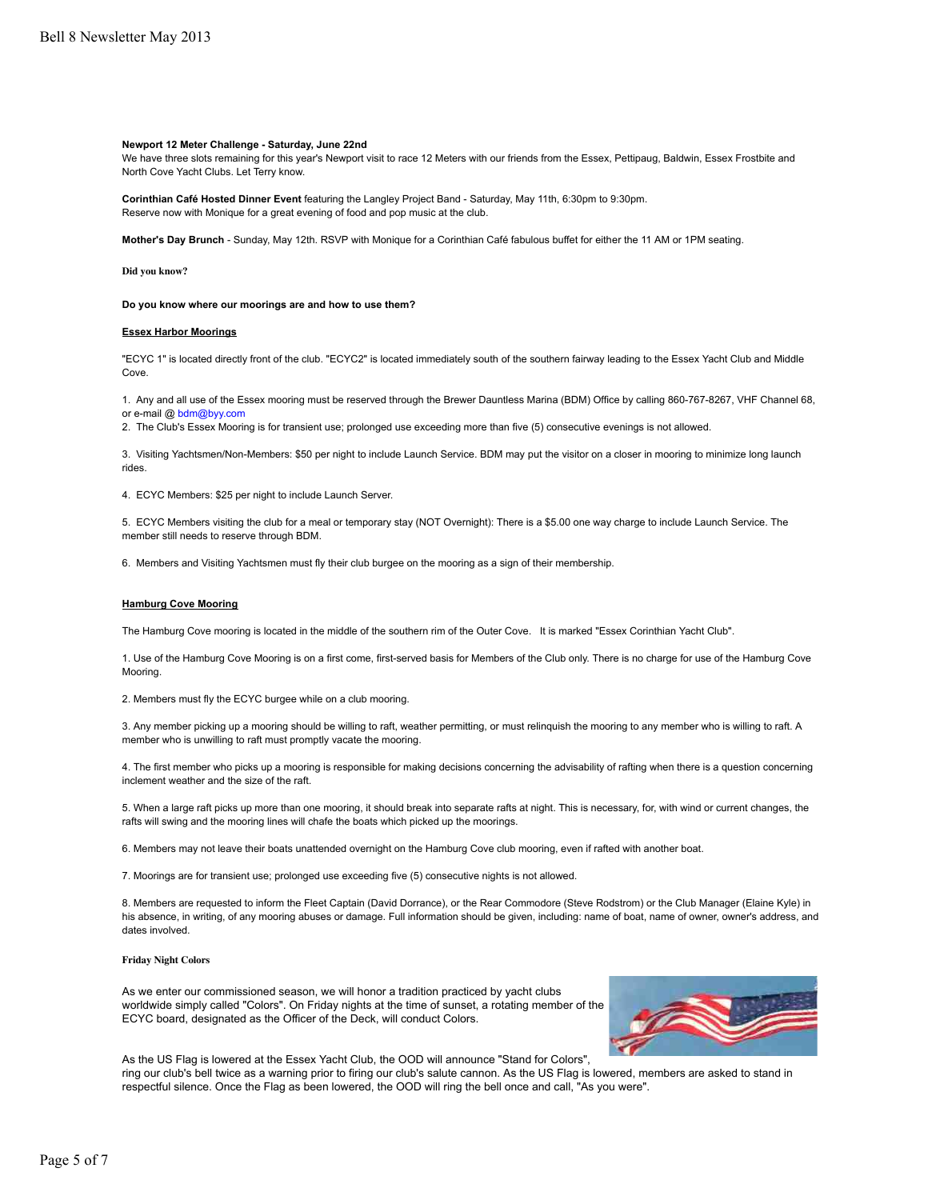**Newport 12 Meter Challenge - Saturday, June 22nd**
We have three slots remaining for this year's Newport visit to race 12 Meters with our friends from the Essex, Pettipaug, Baldwin, Essex Frostbite and North Cove Yacht Clubs. Let Terry know.

**Corinthian Café Hosted Dinner Event** featuring the Langley Project Band - Saturday, May 11th, 6:30pm to 9:30pm.
Reserve now with Monique for a great evening of food and pop music at the club.

**Mother's Day Brunch** - Sunday, May 12th. RSVP with Monique for a Corinthian Café fabulous buffet for either the 11 AM or 1PM seating.

**Did you know?**

**Do you know where our moorings are and how to use them?**

**Essex Harbor Moorings**

"ECYC 1" is located directly front of the club. "ECYC2" is located immediately south of the southern fairway leading to the Essex Yacht Club and Middle Cove.

1. Any and all use of the Essex mooring must be reserved through the Brewer Dauntless Marina (BDM) Office by calling 860-767-8267, VHF Channel 68, or e-mail @ bdm@byy.com
2. The Club's Essex Mooring is for transient use; prolonged use exceeding more than five (5) consecutive evenings is not allowed.

3. Visiting Yachtsmen/Non-Members: $50 per night to include Launch Service. BDM may put the visitor on a closer in mooring to minimize long launch rides.

4. ECYC Members: $25 per night to include Launch Server.

5. ECYC Members visiting the club for a meal or temporary stay (NOT Overnight): There is a $5.00 one way charge to include Launch Service. The member still needs to reserve through BDM.

6. Members and Visiting Yachtsmen must fly their club burgee on the mooring as a sign of their membership.

**Hamburg Cove Mooring**

The Hamburg Cove mooring is located in the middle of the southern rim of the Outer Cove. It is marked "Essex Corinthian Yacht Club".

1. Use of the Hamburg Cove Mooring is on a first come, first-served basis for Members of the Club only. There is no charge for use of the Hamburg Cove Mooring.

2. Members must fly the ECYC burgee while on a club mooring.

3. Any member picking up a mooring should be willing to raft, weather permitting, or must relinquish the mooring to any member who is willing to raft. A member who is unwilling to raft must promptly vacate the mooring.

4. The first member who picks up a mooring is responsible for making decisions concerning the advisability of rafting when there is a question concerning inclement weather and the size of the raft.

5. When a large raft picks up more than one mooring, it should break into separate rafts at night. This is necessary, for, with wind or current changes, the rafts will swing and the mooring lines will chafe the boats which picked up the moorings.

6. Members may not leave their boats unattended overnight on the Hamburg Cove club mooring, even if rafted with another boat.

7. Moorings are for transient use; prolonged use exceeding five (5) consecutive nights is not allowed.

8. Members are requested to inform the Fleet Captain (David Dorrance), or the Rear Commodore (Steve Rodstrom) or the Club Manager (Elaine Kyle) in his absence, in writing, of any mooring abuses or damage. Full information should be given, including: name of boat, name of owner, owner's address, and dates involved.

**Friday Night Colors**

As we enter our commissioned season, we will honor a tradition practiced by yacht clubs worldwide simply called "Colors". On Friday nights at the time of sunset, a rotating member of the ECYC board, designated as the Officer of the Deck, will conduct Colors.

As the US Flag is lowered at the Essex Yacht Club, the OOD will announce "Stand for Colors", ring our club's bell twice as a warning prior to firing our club's salute cannon. As the US Flag is lowered, members are asked to stand in respectful silence. Once the Flag as been lowered, the OOD will ring the bell once and call, "As you were".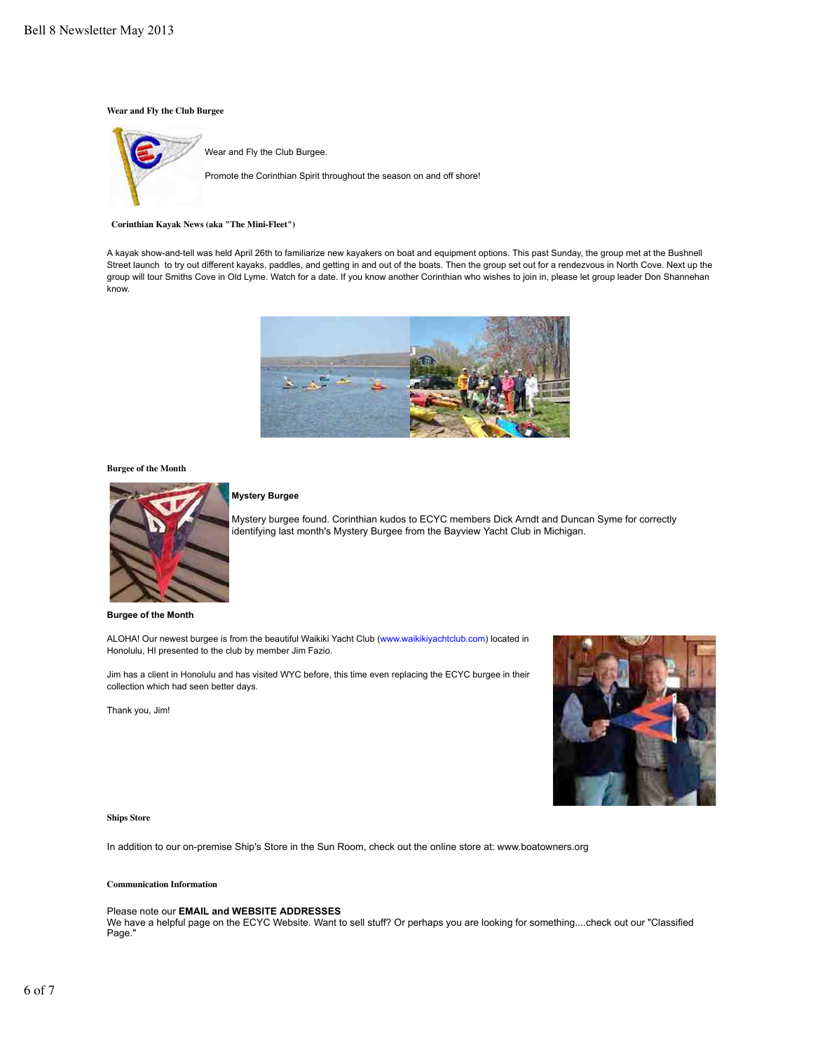### Wear and Fly the Club Burgee

Wear and Fly the Club Burgee.

Promote the Corinthian Spirit throughout the season on and off shore!

### Corinthian Kayak News (aka "The Mini-Fleet")

A kayak show-and-tell was held April 26th to familiarize new kayakers on boat and equipment options. This past Sunday, the group met at the Bushnell Street launch to try out different kayaks, paddles, and getting in and out of the boats. Then the group set out for a rendezvous in North Cove. Next up the group will tour Smiths Cove in Old Lyme. Watch for a date. If you know another Corinthian who wishes to join in, please let group leader Don Shannehan know.

### Burgee of the Month

**Mystery Burgee**

Mystery burgee found. Corinthian kudos to ECYC members Dick Arndt and Duncan Syme for correctly identifying last month's Mystery Burgee from the Bayview Yacht Club in Michigan.

**Burgee of the Month**

ALOHA! Our newest burgee is from the beautiful Waikiki Yacht Club (www.waikikiyachtclub.com) located in Honolulu, HI presented to the club by member Jim Fazio.

Jim has a client in Honolulu and has visited WYC before, this time even replacing the ECYC burgee in their collection which had seen better days.

Thank you, Jim!

### Ships Store

In addition to our on-premise Ship's Store in the Sun Room, check out the online store at: www.boatowners.org

### Communication Information

Please note our **EMAIL and WEBSITE ADDRESSES**
We have a helpful page on the ECYC Website. Want to sell stuff? Or perhaps you are looking for something....check out our "Classified Page."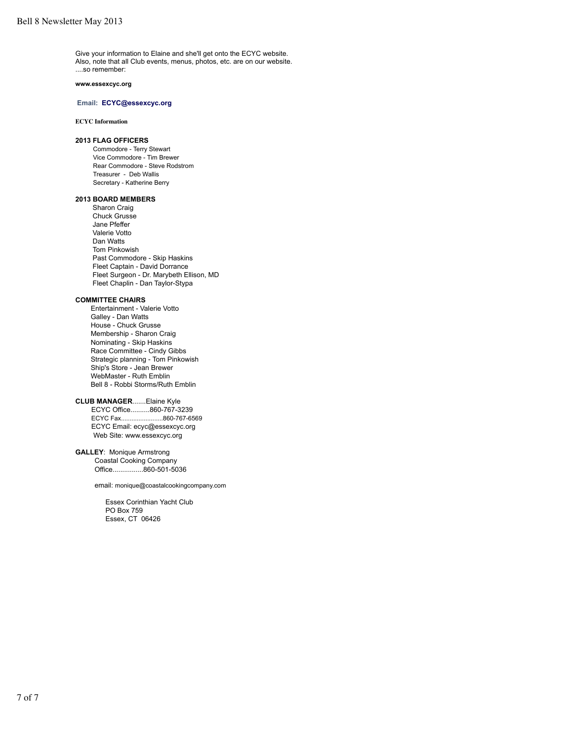Give your information to Elaine and she'll get onto the ECYC website.
Also, note that all Club events, menus, photos, etc. are on our website.
....so remember:

**www.essexcyc.org**

**Email: ECYC@essexcyc.org**

**ECYC Information**

**2013 FLAG OFFICERS**

Commodore - Terry Stewart
Vice Commodore - Tim Brewer
Rear Commodore - Steve Rodstrom
Treasurer - Deb Wallis
Secretary - Katherine Berry

**2013 BOARD MEMBERS**

Sharon Craig
Chuck Grusse
Jane Pfeffer
Valerie Votto
Dan Watts
Tom Pinkowish
Past Commodore - Skip Haskins
Fleet Captain - David Dorrance
Fleet Surgeon - Dr. Marybeth Ellison, MD
Fleet Chaplin - Dan Taylor-Stypa

**COMMITTEE CHAIRS**

Entertainment - Valerie Votto
Galley - Dan Watts
House - Chuck Grusse
Membership - Sharon Craig
Nominating - Skip Haskins
Race Committee - Cindy Gibbs
Strategic planning - Tom Pinkowish
Ship's Store - Jean Brewer
WebMaster - Ruth Emblin
Bell 8 - Robbi Storms/Ruth Emblin

**CLUB MANAGER**.......Elaine Kyle
ECYC Office..........860-767-3239
ECYC Fax.......................860-767-6569
ECYC Email: ecyc@essexcyc.org
Web Site: www.essexcyc.org

**GALLEY**: Monique Armstrong
Coastal Cooking Company
Office................860-501-5036

email: monique@coastalcookingcompany.com

Essex Corinthian Yacht Club
PO Box 759
Essex, CT 06426